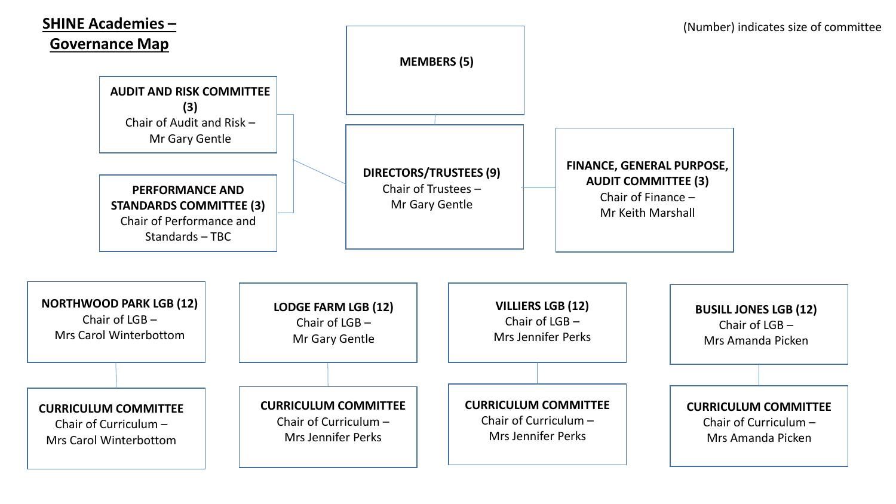# SHINE Academies – Governance Map

(Number) indicates size of committee

**MEMBERS (5)**

**DIRECTORS/TRUSTEES (9)**
Chair of Trustees – Mr Gary Gentle

**AUDIT AND RISK COMMITTEE (3)**
Chair of Audit and Risk – Mr Gary Gentle

**PERFORMANCE AND STANDARDS COMMITTEE (3)**
Chair of Performance and Standards – TBC

**FINANCE, GENERAL PURPOSE, AUDIT COMMITTEE (3)**
Chair of Finance – Mr Keith Marshall

**NORTHWOOD PARK LGB (12)**
Chair of LGB – Mrs Carol Winterbottom

**CURRICULUM COMMITTEE**
Chair of Curriculum – Mrs Carol Winterbottom

**LODGE FARM LGB (12)**
Chair of LGB – Mr Gary Gentle

**CURRICULUM COMMITTEE**
Chair of Curriculum – Mrs Jennifer Perks

**VILLIERS LGB (12)**
Chair of LGB – Mrs Jennifer Perks

**CURRICULUM COMMITTEE**
Chair of Curriculum – Mrs Jennifer Perks

**BUSILL JONES LGB (12)**
Chair of LGB – Mrs Amanda Picken

**CURRICULUM COMMITTEE**
Chair of Curriculum – Mrs Amanda Picken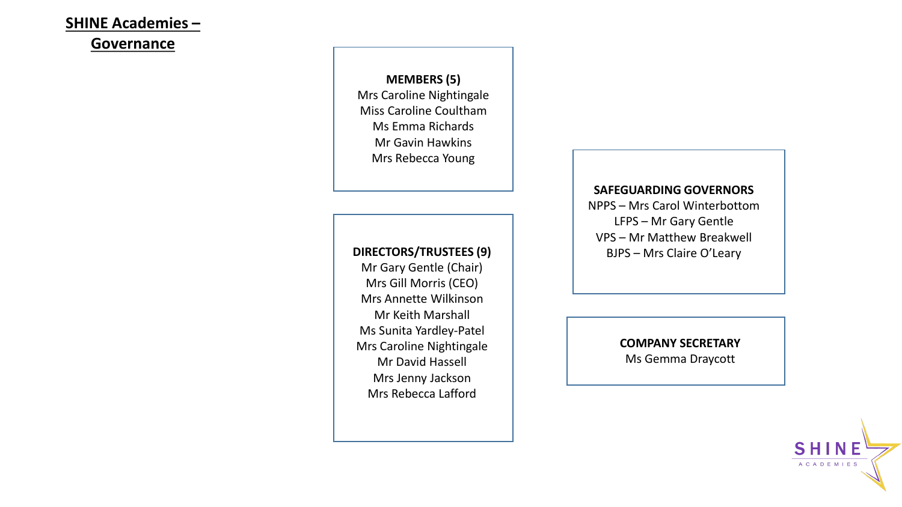# SHINE Academies – Governance

**MEMBERS (5)**

Mrs Caroline Nightingale
Miss Caroline Coultham
Ms Emma Richards
Mr Gavin Hawkins
Mrs Rebecca Young

**DIRECTORS/TRUSTEES (9)**

Mr Gary Gentle (Chair)
Mrs Gill Morris (CEO)
Mrs Annette Wilkinson
Mr Keith Marshall
Ms Sunita Yardley-Patel
Mrs Caroline Nightingale
Mr David Hassell
Mrs Jenny Jackson
Mrs Rebecca Lafford

**SAFEGUARDING GOVERNORS**

NPPS – Mrs Carol Winterbottom
LFPS – Mr Gary Gentle
VPS – Mr Matthew Breakwell
BJPS – Mrs Claire O'Leary

**COMPANY SECRETARY**

Ms Gemma Draycott